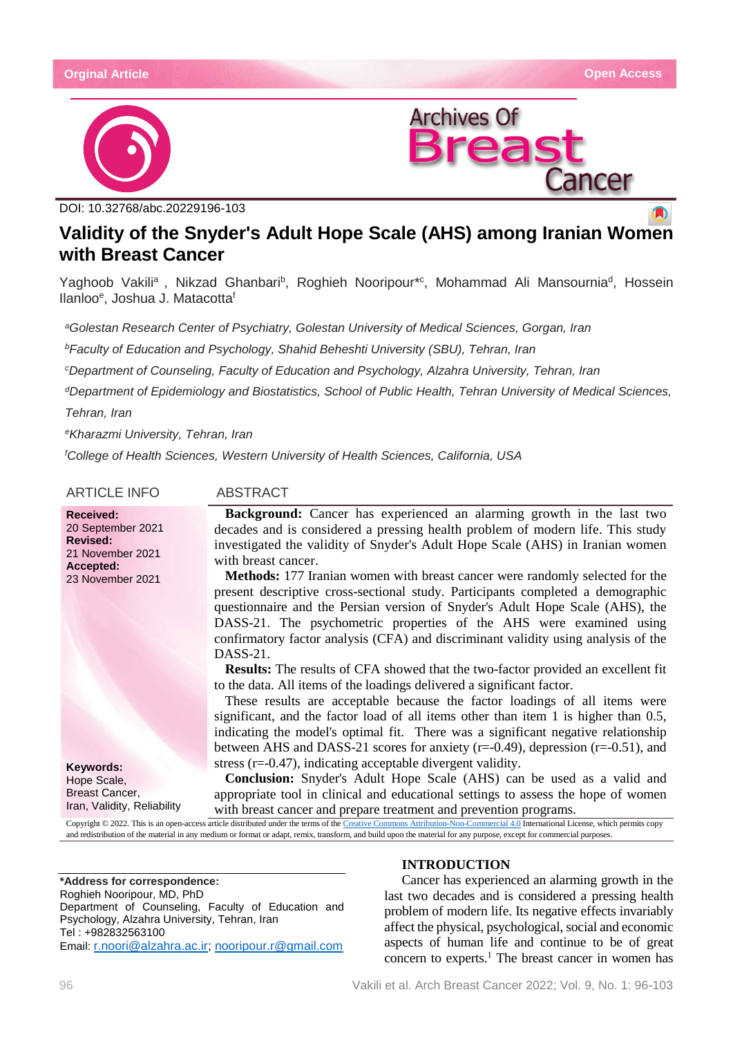Orginal Article

Open Access

DOI: 10.32768/abc.20229196-103

# Validity of the Snyder's Adult Hope Scale (AHS) among Iranian Women with Breast Cancer

Yaghoob Vakili[a] , Nikzad Ghanbari[b], Roghieh Nooripour*[c], Mohammad Ali Mansournia[d], Hossein Ilanloo[e], Joshua J. Matacotta[f]

[a]Golestan Research Center of Psychiatry, Golestan University of Medical Sciences, Gorgan, Iran

[b]Faculty of Education and Psychology, Shahid Beheshti University (SBU), Tehran, Iran

[c]Department of Counseling, Faculty of Education and Psychology, Alzahra University, Tehran, Iran

[d]Department of Epidemiology and Biostatistics, School of Public Health, Tehran University of Medical Sciences, Tehran, Iran

[e]Kharazmi University, Tehran, Iran

[f]College of Health Sciences, Western University of Health Sciences, California, USA

## ARTICLE INFO

**Received:**
20 September 2021
**Revised:**
21 November 2021
**Accepted:**
23 November 2021

**Keywords:**
Hope Scale,
Breast Cancer,
Iran, Validity, Reliability

## ABSTRACT

**Background:** Cancer has experienced an alarming growth in the last two decades and is considered a pressing health problem of modern life. This study investigated the validity of Snyder's Adult Hope Scale (AHS) in Iranian women with breast cancer.

**Methods:** 177 Iranian women with breast cancer were randomly selected for the present descriptive cross-sectional study. Participants completed a demographic questionnaire and the Persian version of Snyder's Adult Hope Scale (AHS), the DASS-21. The psychometric properties of the AHS were examined using confirmatory factor analysis (CFA) and discriminant validity using analysis of the DASS-21.

**Results:** The results of CFA showed that the two-factor provided an excellent fit to the data. All items of the loadings delivered a significant factor.

These results are acceptable because the factor loadings of all items were significant, and the factor load of all items other than item 1 is higher than 0.5, indicating the model's optimal fit. There was a significant negative relationship between AHS and DASS-21 scores for anxiety (r=-0.49), depression (r=-0.51), and stress (r=-0.47), indicating acceptable divergent validity.

**Conclusion:** Snyder's Adult Hope Scale (AHS) can be used as a valid and appropriate tool in clinical and educational settings to assess the hope of women with breast cancer and prepare treatment and prevention programs.

Copyright © 2022. This is an open-access article distributed under the terms of the Creative Commons Attribution-Non-Commercial 4.0 International License, which permits copy and redistribution of the material in any medium or format or adapt, remix, transform, and build upon the material for any purpose, except for commercial purposes.

**\*Address for correspondence:**
Roghieh Nooripour, MD, PhD
Department of Counseling, Faculty of Education and Psychology, Alzahra University, Tehran, Iran
Tel : +982832563100
Email: r.noori@alzahra.ac.ir; nooripour.r@gmail.com

## INTRODUCTION

Cancer has experienced an alarming growth in the last two decades and is considered a pressing health problem of modern life. Its negative effects invariably affect the physical, psychological, social and economic aspects of human life and continue to be of great concern to experts.[1] The breast cancer in women has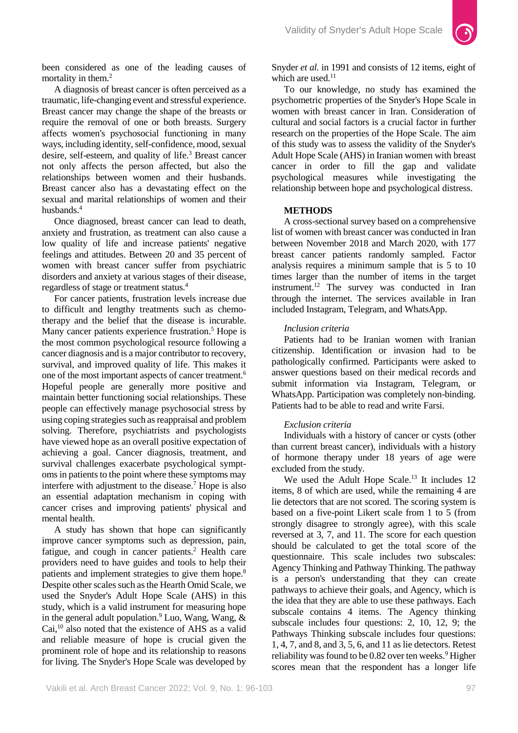been considered as one of the leading causes of mortality in them.[2]

A diagnosis of breast cancer is often perceived as a traumatic, life-changing event and stressful experience. Breast cancer may change the shape of the breasts or require the removal of one or both breasts. Surgery affects women's psychosocial functioning in many ways, including identity, self-confidence, mood, sexual desire, self-esteem, and quality of life.[3] Breast cancer not only affects the person affected, but also the relationships between women and their husbands. Breast cancer also has a devastating effect on the sexual and marital relationships of women and their husbands.[4]

Once diagnosed, breast cancer can lead to death, anxiety and frustration, as treatment can also cause a low quality of life and increase patients' negative feelings and attitudes. Between 20 and 35 percent of women with breast cancer suffer from psychiatric disorders and anxiety at various stages of their disease, regardless of stage or treatment status.[4]

For cancer patients, frustration levels increase due to difficult and lengthy treatments such as chemo-therapy and the belief that the disease is incurable. Many cancer patients experience frustration.[5] Hope is the most common psychological resource following a cancer diagnosis and is a major contributor to recovery, survival, and improved quality of life. This makes it one of the most important aspects of cancer treatment.[6] Hopeful people are generally more positive and maintain better functioning social relationships. These people can effectively manage psychosocial stress by using coping strategies such as reappraisal and problem solving. Therefore, psychiatrists and psychologists have viewed hope as an overall positive expectation of achieving a goal. Cancer diagnosis, treatment, and survival challenges exacerbate psychological sympt-oms in patients to the point where these symptoms may interfere with adjustment to the disease.[7] Hope is also an essential adaptation mechanism in coping with cancer crises and improving patients' physical and mental health.

A study has shown that hope can significantly improve cancer symptoms such as depression, pain, fatigue, and cough in cancer patients.[2] Health care providers need to have guides and tools to help their patients and implement strategies to give them hope.[8] Despite other scales such as the Hearth Omid Scale, we used the Snyder's Adult Hope Scale (AHS) in this study, which is a valid instrument for measuring hope in the general adult population.[9] Luo, Wang, Wang, & Cai,[10] also noted that the existence of AHS as a valid and reliable measure of hope is crucial given the prominent role of hope and its relationship to reasons for living. The Snyder's Hope Scale was developed by Snyder *et al.* in 1991 and consists of 12 items, eight of which are used.[11]

To our knowledge, no study has examined the psychometric properties of the Snyder's Hope Scale in women with breast cancer in Iran. Consideration of cultural and social factors is a crucial factor in further research on the properties of the Hope Scale. The aim of this study was to assess the validity of the Snyder's Adult Hope Scale (AHS) in Iranian women with breast cancer in order to fill the gap and validate psychological measures while investigating the relationship between hope and psychological distress.

## METHODS

A cross-sectional survey based on a comprehensive list of women with breast cancer was conducted in Iran between November 2018 and March 2020, with 177 breast cancer patients randomly sampled. Factor analysis requires a minimum sample that is 5 to 10 times larger than the number of items in the target instrument.[12] The survey was conducted in Iran through the internet. The services available in Iran included Instagram, Telegram, and WhatsApp.

### *Inclusion criteria*

Patients had to be Iranian women with Iranian citizenship. Identification or invasion had to be pathologically confirmed. Participants were asked to answer questions based on their medical records and submit information via Instagram, Telegram, or WhatsApp. Participation was completely non-binding. Patients had to be able to read and write Farsi.

### *Exclusion criteria*

Individuals with a history of cancer or cysts (other than current breast cancer), individuals with a history of hormone therapy under 18 years of age were excluded from the study.

We used the Adult Hope Scale.[13] It includes 12 items, 8 of which are used, while the remaining 4 are lie detectors that are not scored. The scoring system is based on a five-point Likert scale from 1 to 5 (from strongly disagree to strongly agree), with this scale reversed at 3, 7, and 11. The score for each question should be calculated to get the total score of the questionnaire. This scale includes two subscales: Agency Thinking and Pathway Thinking. The pathway is a person's understanding that they can create pathways to achieve their goals, and Agency, which is the idea that they are able to use these pathways. Each subscale contains 4 items. The Agency thinking subscale includes four questions: 2, 10, 12, 9; the Pathways Thinking subscale includes four questions: 1, 4, 7, and 8, and 3, 5, 6, and 11 as lie detectors. Retest reliability was found to be 0.82 over ten weeks.[9] Higher scores mean that the respondent has a longer life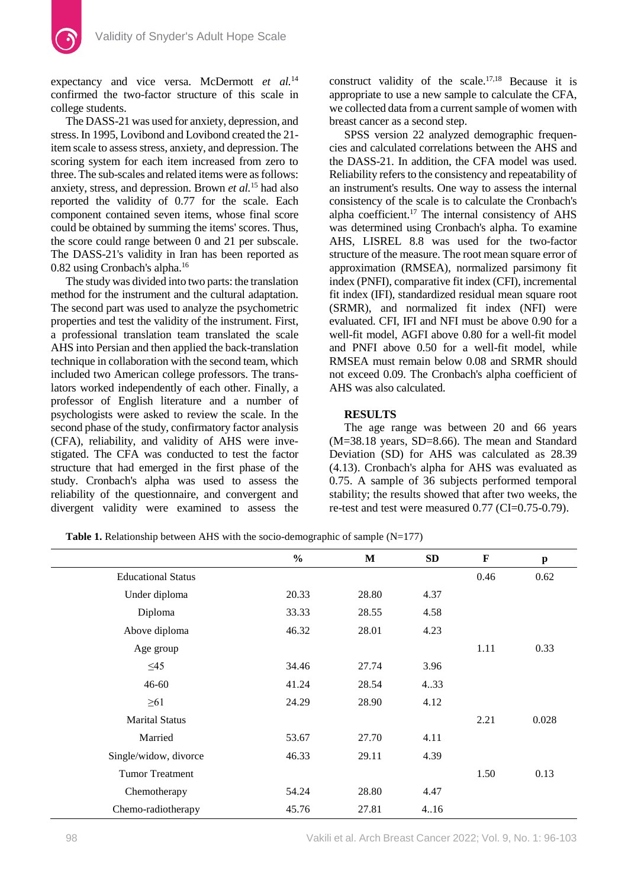expectancy and vice versa. McDermott *et al.*[14] confirmed the two-factor structure of this scale in college students.

The DASS-21 was used for anxiety, depression, and stress. In 1995, Lovibond and Lovibond created the 21-item scale to assess stress, anxiety, and depression. The scoring system for each item increased from zero to three. The sub-scales and related items were as follows: anxiety, stress, and depression. Brown *et al.*[15] had also reported the validity of 0.77 for the scale. Each component contained seven items, whose final score could be obtained by summing the items' scores. Thus, the score could range between 0 and 21 per subscale. The DASS-21's validity in Iran has been reported as 0.82 using Cronbach's alpha.[16]

The study was divided into two parts: the translation method for the instrument and the cultural adaptation. The second part was used to analyze the psychometric properties and test the validity of the instrument. First, a professional translation team translated the scale AHS into Persian and then applied the back-translation technique in collaboration with the second team, which included two American college professors. The translators worked independently of each other. Finally, a professor of English literature and a number of psychologists were asked to review the scale. In the second phase of the study, confirmatory factor analysis (CFA), reliability, and validity of AHS were investigated. The CFA was conducted to test the factor structure that had emerged in the first phase of the study. Cronbach's alpha was used to assess the reliability of the questionnaire, and convergent and divergent validity were examined to assess the construct validity of the scale.[17,18] Because it is appropriate to use a new sample to calculate the CFA, we collected data from a current sample of women with breast cancer as a second step.

SPSS version 22 analyzed demographic frequencies and calculated correlations between the AHS and the DASS-21. In addition, the CFA model was used. Reliability refers to the consistency and repeatability of an instrument's results. One way to assess the internal consistency of the scale is to calculate the Cronbach's alpha coefficient.[17] The internal consistency of AHS was determined using Cronbach's alpha. To examine AHS, LISREL 8.8 was used for the two-factor structure of the measure. The root mean square error of approximation (RMSEA), normalized parsimony fit index (PNFI), comparative fit index (CFI), incremental fit index (IFI), standardized residual mean square root (SRMR), and normalized fit index (NFI) were evaluated. CFI, IFI and NFI must be above 0.90 for a well-fit model, AGFI above 0.80 for a well-fit model and PNFI above 0.50 for a well-fit model, while RMSEA must remain below 0.08 and SRMR should not exceed 0.09. The Cronbach's alpha coefficient of AHS was also calculated.

## RESULTS

The age range was between 20 and 66 years (M=38.18 years, SD=8.66). The mean and Standard Deviation (SD) for AHS was calculated as 28.39 (4.13). Cronbach's alpha for AHS was evaluated as 0.75. A sample of 36 subjects performed temporal stability; the results showed that after two weeks, the re-test and test were measured 0.77 (CI=0.75-0.79).

**Table 1.** Relationship between AHS with the socio-demographic of sample (N=177)

| | % | M | SD | F | p |
|---|---|---|---|---|---|
| Educational Status | | | | 0.46 | 0.62 |
| Under diploma | 20.33 | 28.80 | 4.37 | | |
| Diploma | 33.33 | 28.55 | 4.58 | | |
| Above diploma | 46.32 | 28.01 | 4.23 | | |
| Age group | | | | 1.11 | 0.33 |
| ≤45 | 34.46 | 27.74 | 3.96 | | |
| 46-60 | 41.24 | 28.54 | 4..33 | | |
| ≥61 | 24.29 | 28.90 | 4.12 | | |
| Marital Status | | | | 2.21 | 0.028 |
| Married | 53.67 | 27.70 | 4.11 | | |
| Single/widow, divorce | 46.33 | 29.11 | 4.39 | | |
| Tumor Treatment | | | | 1.50 | 0.13 |
| Chemotherapy | 54.24 | 28.80 | 4.47 | | |
| Chemo-radiotherapy | 45.76 | 27.81 | 4..16 | | |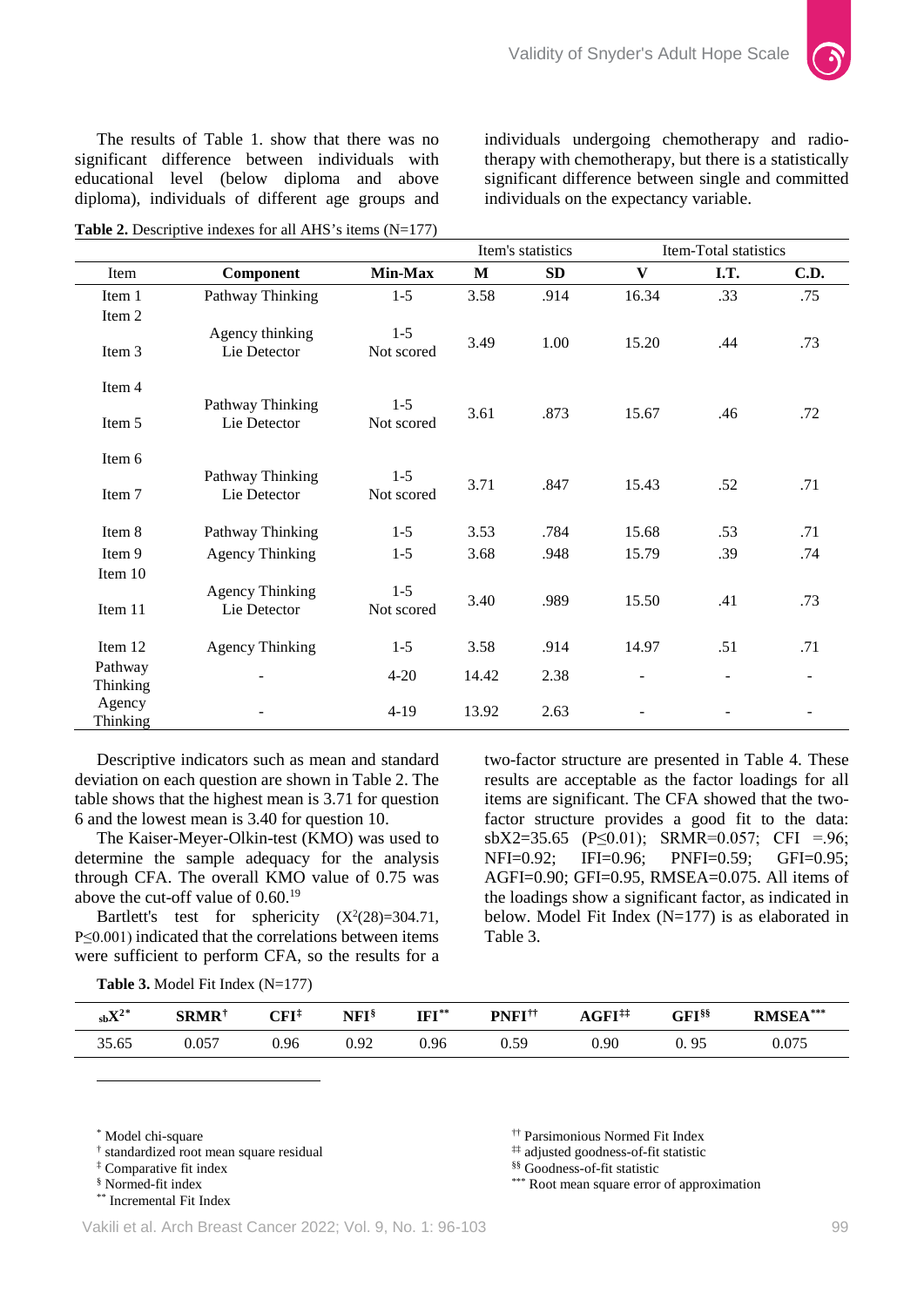The results of Table 1. show that there was no significant difference between individuals with educational level (below diploma and above diploma), individuals of different age groups and individuals undergoing chemotherapy and radio-therapy with chemotherapy, but there is a statistically significant difference between single and committed individuals on the expectancy variable.

**Table 2.** Descriptive indexes for all AHS's items (N=177)

| Item | Component | Min-Max | Item's statistics M | Item's statistics SD | Item-Total statistics V | Item-Total statistics I.T. | Item-Total statistics C.D. |
|---|---|---|---|---|---|---|---|
| Item 1 | Pathway Thinking | 1-5 | 3.58 | .914 | 16.34 | .33 | .75 |
| Item 2 | Agency thinking | 1-5 | 3.49 | 1.00 | 15.20 | .44 | .73 |
| Item 3 | Lie Detector | Not scored | | | | | |
| Item 4 | Pathway Thinking | 1-5 | 3.61 | .873 | 15.67 | .46 | .72 |
| Item 5 | Lie Detector | Not scored | | | | | |
| Item 6 | Pathway Thinking | 1-5 | 3.71 | .847 | 15.43 | .52 | .71 |
| Item 7 | Lie Detector | Not scored | | | | | |
| Item 8 | Pathway Thinking | 1-5 | 3.53 | .784 | 15.68 | .53 | .71 |
| Item 9 | Agency Thinking | 1-5 | 3.68 | .948 | 15.79 | .39 | .74 |
| Item 10 | Agency Thinking | 1-5 | 3.40 | .989 | 15.50 | .41 | .73 |
| Item 11 | Lie Detector | Not scored | | | | | |
| Item 12 | Agency Thinking | 1-5 | 3.58 | .914 | 14.97 | .51 | .71 |
| Pathway Thinking | - | 4-20 | 14.42 | 2.38 | - | - | - |
| Agency Thinking | - | 4-19 | 13.92 | 2.63 | - | - | - |

Descriptive indicators such as mean and standard deviation on each question are shown in Table 2. The table shows that the highest mean is 3.71 for question 6 and the lowest mean is 3.40 for question 10.

The Kaiser-Meyer-Olkin-test (KMO) was used to determine the sample adequacy for the analysis through CFA. The overall KMO value of 0.75 was above the cut-off value of 0.60.[19]

Bartlett's test for sphericity ($X^2(28)$=304.71, P≤0.001) indicated that the correlations between items were sufficient to perform CFA, so the results for a two-factor structure are presented in Table 4. These results are acceptable as the factor loadings for all items are significant. The CFA showed that the two-factor structure provides a good fit to the data: sbX2=35.65 (P≤0.01); SRMR=0.057; CFI =.96; NFI=0.92; IFI=0.96; PNFI=0.59; GFI=0.95; AGFI=0.90; GFI=0.95, RMSEA=0.075. All items of the loadings show a significant factor, as indicated in below. Model Fit Index (N=177) is as elaborated in Table 3.

**Table 3.** Model Fit Index (N=177)

| $_{sb}X^{2}$* | SRMR† | CFI‡ | NFI§ | IFI** | PNFI†† | AGFI‡‡ | GFI§§ | RMSEA*** |
|---|---|---|---|---|---|---|---|---|
| 35.65 | 0.057 | 0.96 | 0.92 | 0.96 | 0.59 | 0.90 | 0. 95 | 0.075 |

* Model chi-square
† standardized root mean square residual
‡ Comparative fit index
§ Normed-fit index
** Incremental Fit Index
†† Parsimonious Normed Fit Index
‡‡ adjusted goodness-of-fit statistic
§§ Goodness-of-fit statistic
*** Root mean square error of approximation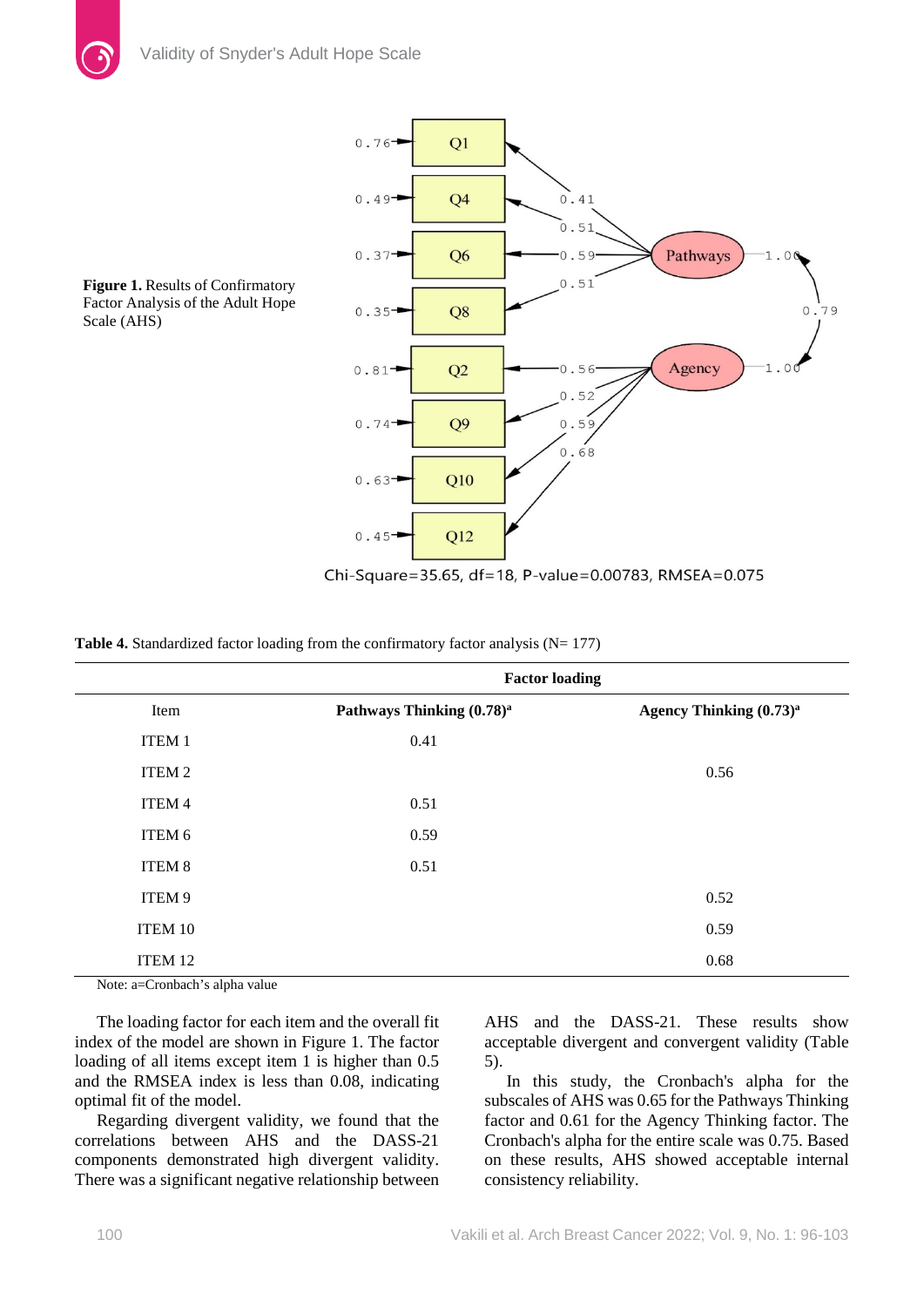**Figure 1.** Results of Confirmatory Factor Analysis of the Adult Hope Scale (AHS)

Chi-Square=35.65, df=18, P-value=0.00783, RMSEA=0.075

**Table 4.** Standardized factor loading from the confirmatory factor analysis (N= 177)

| | Factor loading | |
|---|---|---|
| Item | **Pathways Thinking (0.78)[a]** | **Agency Thinking (0.73)[a]** |
| ITEM 1 | 0.41 | |
| ITEM 2 | | 0.56 |
| ITEM 4 | 0.51 | |
| ITEM 6 | 0.59 | |
| ITEM 8 | 0.51 | |
| ITEM 9 | | 0.52 |
| ITEM 10 | | 0.59 |
| ITEM 12 | | 0.68 |

Note: a=Cronbach's alpha value

The loading factor for each item and the overall fit index of the model are shown in Figure 1. The factor loading of all items except item 1 is higher than 0.5 and the RMSEA index is less than 0.08, indicating optimal fit of the model.

Regarding divergent validity, we found that the correlations between AHS and the DASS-21 components demonstrated high divergent validity. There was a significant negative relationship between AHS and the DASS-21. These results show acceptable divergent and convergent validity (Table 5).

In this study, the Cronbach's alpha for the subscales of AHS was 0.65 for the Pathways Thinking factor and 0.61 for the Agency Thinking factor. The Cronbach's alpha for the entire scale was 0.75. Based on these results, AHS showed acceptable internal consistency reliability.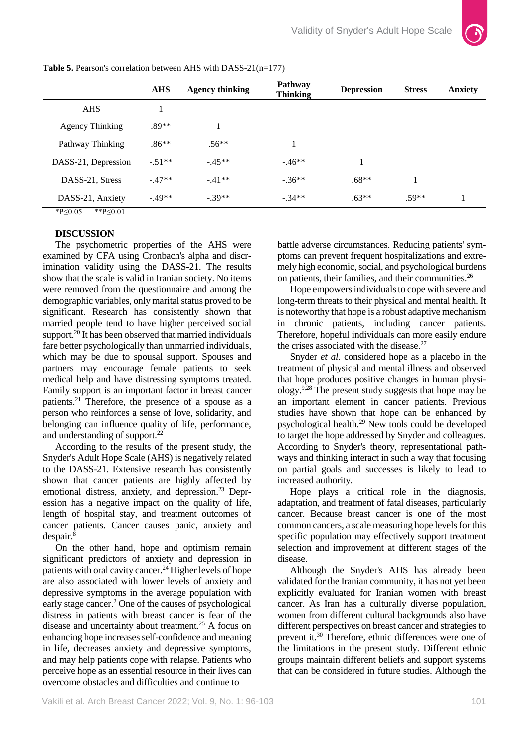**Table 5.** Pearson's correlation between AHS with DASS-21(n=177)

| | AHS | Agency thinking | Pathway Thinking | Depression | Stress | Anxiety |
|---|---|---|---|---|---|---|
| AHS | 1 | | | | | |
| Agency Thinking | .89** | 1 | | | | |
| Pathway Thinking | .86** | .56** | 1 | | | |
| DASS-21, Depression | -.51** | -.45** | -.46** | 1 | | |
| DASS-21, Stress | -.47** | -.41** | -.36** | .68** | 1 | |
| DASS-21, Anxiety | -.49** | -.39** | -.34** | .63** | .59** | 1 |

*P≤0.05  **P≤0.01

## DISCUSSION

The psychometric properties of the AHS were examined by CFA using Cronbach's alpha and discrimination validity using the DASS-21. The results show that the scale is valid in Iranian society. No items were removed from the questionnaire and among the demographic variables, only marital status proved to be significant. Research has consistently shown that married people tend to have higher perceived social support.[20] It has been observed that married individuals fare better psychologically than unmarried individuals, which may be due to spousal support. Spouses and partners may encourage female patients to seek medical help and have distressing symptoms treated. Family support is an important factor in breast cancer patients.[21] Therefore, the presence of a spouse as a person who reinforces a sense of love, solidarity, and belonging can influence quality of life, performance, and understanding of support.[22]

According to the results of the present study, the Snyder's Adult Hope Scale (AHS) is negatively related to the DASS-21. Extensive research has consistently shown that cancer patients are highly affected by emotional distress, anxiety, and depression.[23] Depression has a negative impact on the quality of life, length of hospital stay, and treatment outcomes of cancer patients. Cancer causes panic, anxiety and despair.[8]

On the other hand, hope and optimism remain significant predictors of anxiety and depression in patients with oral cavity cancer.[24] Higher levels of hope are also associated with lower levels of anxiety and depressive symptoms in the average population with early stage cancer.[2] One of the causes of psychological distress in patients with breast cancer is fear of the disease and uncertainty about treatment.[25] A focus on enhancing hope increases self-confidence and meaning in life, decreases anxiety and depressive symptoms, and may help patients cope with relapse. Patients who perceive hope as an essential resource in their lives can overcome obstacles and difficulties and continue to battle adverse circumstances. Reducing patients' symptoms can prevent frequent hospitalizations and extremely high economic, social, and psychological burdens on patients, their families, and their communities.[26]

Hope empowers individuals to cope with severe and long-term threats to their physical and mental health. It is noteworthy that hope is a robust adaptive mechanism in chronic patients, including cancer patients. Therefore, hopeful individuals can more easily endure the crises associated with the disease.[27]

Snyder *et al.* considered hope as a placebo in the treatment of physical and mental illness and observed that hope produces positive changes in human physiology.[9,28] The present study suggests that hope may be an important element in cancer patients. Previous studies have shown that hope can be enhanced by psychological health.[29] New tools could be developed to target the hope addressed by Snyder and colleagues. According to Snyder's theory, representational pathways and thinking interact in such a way that focusing on partial goals and successes is likely to lead to increased authority.

Hope plays a critical role in the diagnosis, adaptation, and treatment of fatal diseases, particularly cancer. Because breast cancer is one of the most common cancers, a scale measuring hope levels for this specific population may effectively support treatment selection and improvement at different stages of the disease.

Although the Snyder's AHS has already been validated for the Iranian community, it has not yet been explicitly evaluated for Iranian women with breast cancer. As Iran has a culturally diverse population, women from different cultural backgrounds also have different perspectives on breast cancer and strategies to prevent it.[30] Therefore, ethnic differences were one of the limitations in the present study. Different ethnic groups maintain different beliefs and support systems that can be considered in future studies. Although the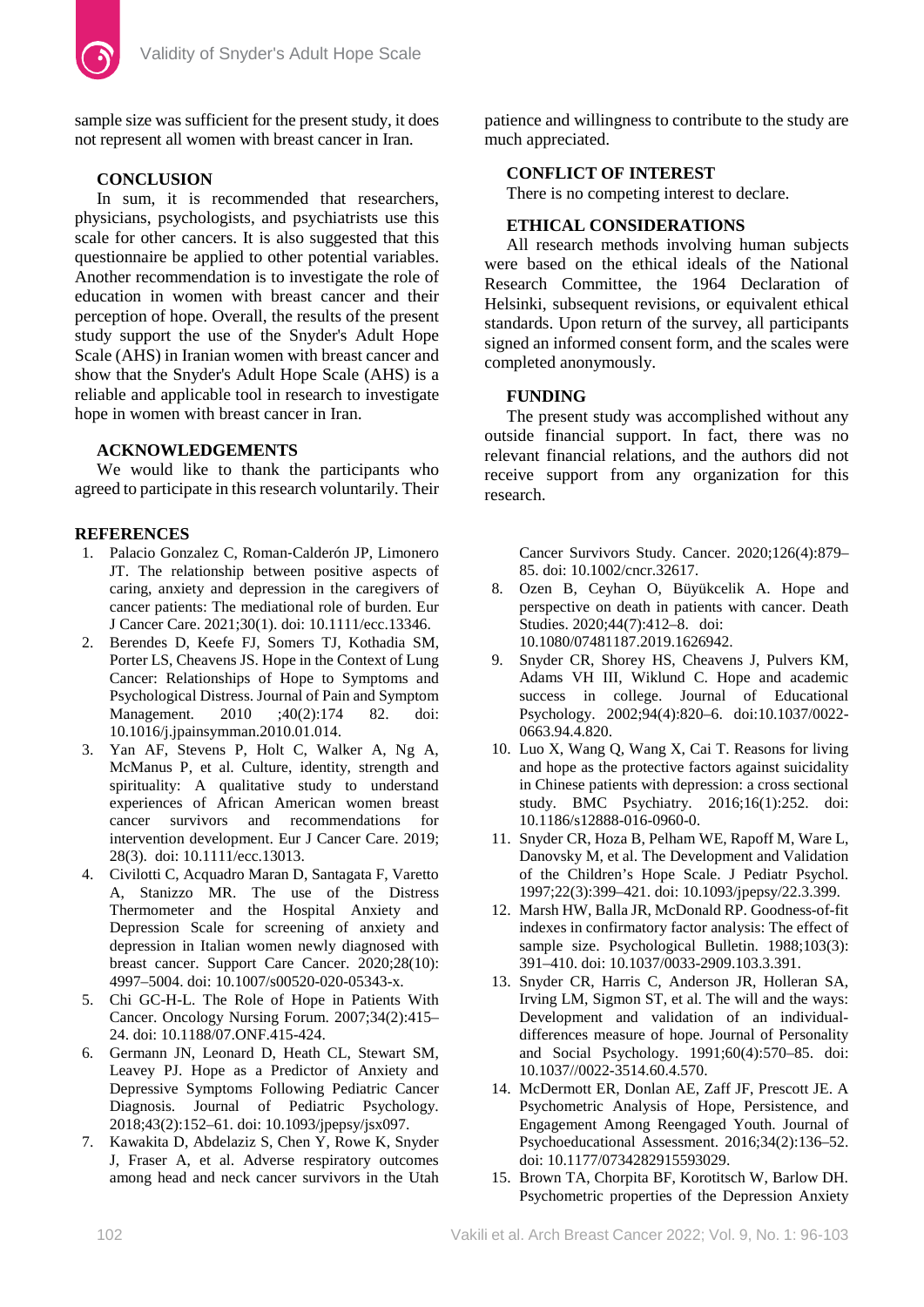sample size was sufficient for the present study, it does not represent all women with breast cancer in Iran.

## CONCLUSION

In sum, it is recommended that researchers, physicians, psychologists, and psychiatrists use this scale for other cancers. It is also suggested that this questionnaire be applied to other potential variables. Another recommendation is to investigate the role of education in women with breast cancer and their perception of hope. Overall, the results of the present study support the use of the Snyder's Adult Hope Scale (AHS) in Iranian women with breast cancer and show that the Snyder's Adult Hope Scale (AHS) is a reliable and applicable tool in research to investigate hope in women with breast cancer in Iran.

## ACKNOWLEDGEMENTS

We would like to thank the participants who agreed to participate in this research voluntarily. Their patience and willingness to contribute to the study are much appreciated.

## CONFLICT OF INTEREST

There is no competing interest to declare.

## ETHICAL CONSIDERATIONS

All research methods involving human subjects were based on the ethical ideals of the National Research Committee, the 1964 Declaration of Helsinki, subsequent revisions, or equivalent ethical standards. Upon return of the survey, all participants signed an informed consent form, and the scales were completed anonymously.

## FUNDING

The present study was accomplished without any outside financial support. In fact, there was no relevant financial relations, and the authors did not receive support from any organization for this research.

## REFERENCES

1. Palacio Gonzalez C, Roman-Calderón JP, Limonero JT. The relationship between positive aspects of caring, anxiety and depression in the caregivers of cancer patients: The mediational role of burden. Eur J Cancer Care. 2021;30(1). doi: 10.1111/ecc.13346.
2. Berendes D, Keefe FJ, Somers TJ, Kothadia SM, Porter LS, Cheavens JS. Hope in the Context of Lung Cancer: Relationships of Hope to Symptoms and Psychological Distress. Journal of Pain and Symptom Management. 2010 ;40(2):174 82. doi: 10.1016/j.jpainsymman.2010.01.014.
3. Yan AF, Stevens P, Holt C, Walker A, Ng A, McManus P, et al. Culture, identity, strength and spirituality: A qualitative study to understand experiences of African American women breast cancer survivors and recommendations for intervention development. Eur J Cancer Care. 2019; 28(3). doi: 10.1111/ecc.13013.
4. Civilotti C, Acquadro Maran D, Santagata F, Varetto A, Stanizzo MR. The use of the Distress Thermometer and the Hospital Anxiety and Depression Scale for screening of anxiety and depression in Italian women newly diagnosed with breast cancer. Support Care Cancer. 2020;28(10): 4997–5004. doi: 10.1007/s00520-020-05343-x.
5. Chi GC-H-L. The Role of Hope in Patients With Cancer. Oncology Nursing Forum. 2007;34(2):415–24. doi: 10.1188/07.ONF.415-424.
6. Germann JN, Leonard D, Heath CL, Stewart SM, Leavey PJ. Hope as a Predictor of Anxiety and Depressive Symptoms Following Pediatric Cancer Diagnosis. Journal of Pediatric Psychology. 2018;43(2):152–61. doi: 10.1093/jpepsy/jsx097.
7. Kawakita D, Abdelaziz S, Chen Y, Rowe K, Snyder J, Fraser A, et al. Adverse respiratory outcomes among head and neck cancer survivors in the Utah Cancer Survivors Study. Cancer. 2020;126(4):879–85. doi: 10.1002/cncr.32617.
8. Ozen B, Ceyhan O, Büyükcelik A. Hope and perspective on death in patients with cancer. Death Studies. 2020;44(7):412–8. doi: 10.1080/07481187.2019.1626942.
9. Snyder CR, Shorey HS, Cheavens J, Pulvers KM, Adams VH III, Wiklund C. Hope and academic success in college. Journal of Educational Psychology. 2002;94(4):820–6. doi:10.1037/0022-0663.94.4.820.
10. Luo X, Wang Q, Wang X, Cai T. Reasons for living and hope as the protective factors against suicidality in Chinese patients with depression: a cross sectional study. BMC Psychiatry. 2016;16(1):252. doi: 10.1186/s12888-016-0960-0.
11. Snyder CR, Hoza B, Pelham WE, Rapoff M, Ware L, Danovsky M, et al. The Development and Validation of the Children's Hope Scale. J Pediatr Psychol. 1997;22(3):399–421. doi: 10.1093/jpepsy/22.3.399.
12. Marsh HW, Balla JR, McDonald RP. Goodness-of-fit indexes in confirmatory factor analysis: The effect of sample size. Psychological Bulletin. 1988;103(3): 391–410. doi: 10.1037/0033-2909.103.3.391.
13. Snyder CR, Harris C, Anderson JR, Holleran SA, Irving LM, Sigmon ST, et al. The will and the ways: Development and validation of an individual-differences measure of hope. Journal of Personality and Social Psychology. 1991;60(4):570–85. doi: 10.1037//0022-3514.60.4.570.
14. McDermott ER, Donlan AE, Zaff JF, Prescott JE. A Psychometric Analysis of Hope, Persistence, and Engagement Among Reengaged Youth. Journal of Psychoeducational Assessment. 2016;34(2):136–52. doi: 10.1177/0734282915593029.
15. Brown TA, Chorpita BF, Korotitsch W, Barlow DH. Psychometric properties of the Depression Anxiety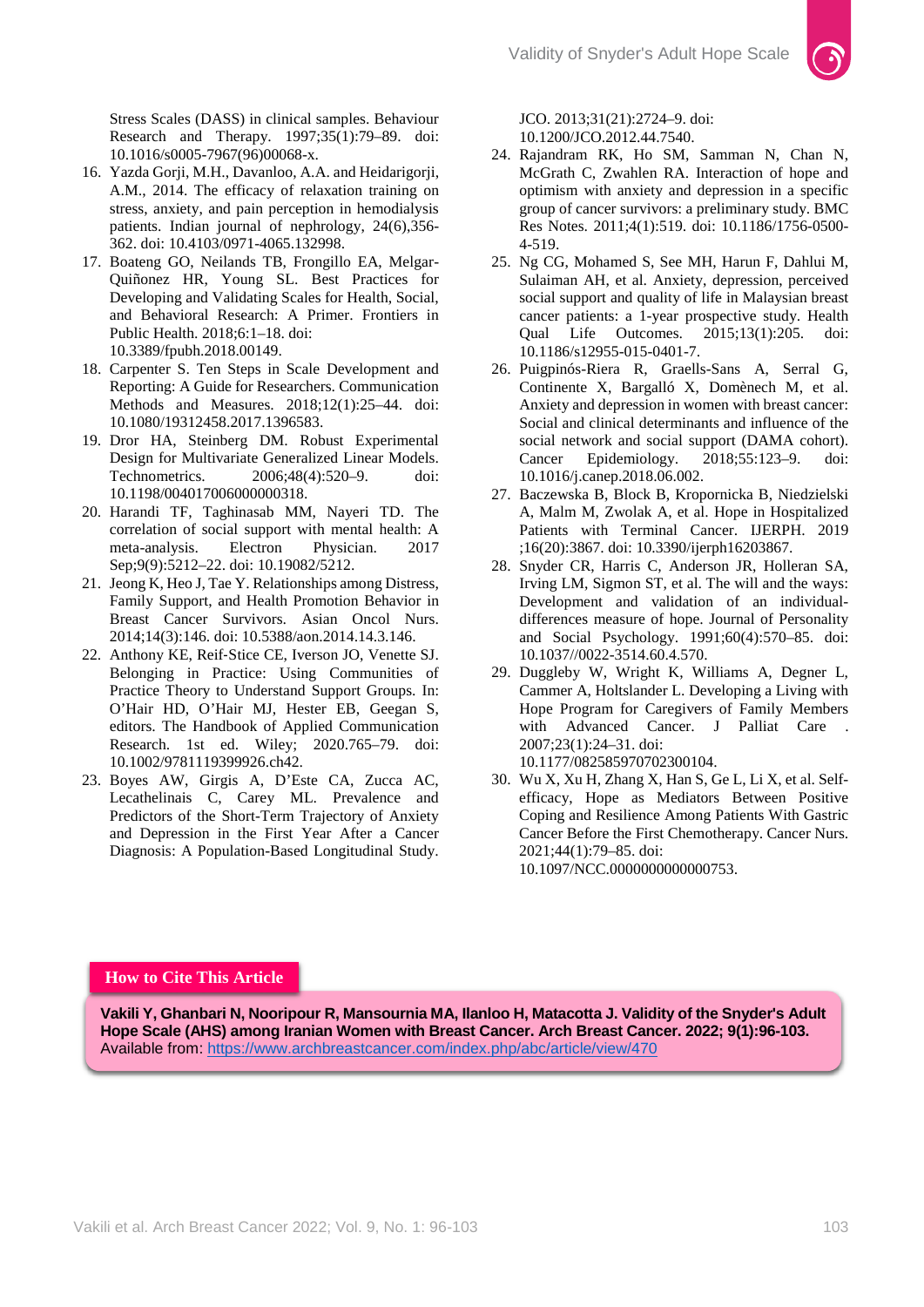Stress Scales (DASS) in clinical samples. Behaviour Research and Therapy. 1997;35(1):79–89. doi: 10.1016/s0005-7967(96)00068-x.

16. Yazda Gorji, M.H., Davanloo, A.A. and Heidarigorji, A.M., 2014. The efficacy of relaxation training on stress, anxiety, and pain perception in hemodialysis patients. Indian journal of nephrology, 24(6),356-362. doi: 10.4103/0971-4065.132998.
17. Boateng GO, Neilands TB, Frongillo EA, Melgar-Quiñonez HR, Young SL. Best Practices for Developing and Validating Scales for Health, Social, and Behavioral Research: A Primer. Frontiers in Public Health. 2018;6:1–18. doi: 10.3389/fpubh.2018.00149.
18. Carpenter S. Ten Steps in Scale Development and Reporting: A Guide for Researchers. Communication Methods and Measures. 2018;12(1):25–44. doi: 10.1080/19312458.2017.1396583.
19. Dror HA, Steinberg DM. Robust Experimental Design for Multivariate Generalized Linear Models. Technometrics. 2006;48(4):520–9. doi: 10.1198/004017006000000318.
20. Harandi TF, Taghinasab MM, Nayeri TD. The correlation of social support with mental health: A meta-analysis. Electron Physician. 2017 Sep;9(9):5212–22. doi: 10.19082/5212.
21. Jeong K, Heo J, Tae Y. Relationships among Distress, Family Support, and Health Promotion Behavior in Breast Cancer Survivors. Asian Oncol Nurs. 2014;14(3):146. doi: 10.5388/aon.2014.14.3.146.
22. Anthony KE, Reif-Stice CE, Iverson JO, Venette SJ. Belonging in Practice: Using Communities of Practice Theory to Understand Support Groups. In: O'Hair HD, O'Hair MJ, Hester EB, Geegan S, editors. The Handbook of Applied Communication Research. 1st ed. Wiley; 2020.765–79. doi: 10.1002/9781119399926.ch42.
23. Boyes AW, Girgis A, D'Este CA, Zucca AC, Lecathelinais C, Carey ML. Prevalence and Predictors of the Short-Term Trajectory of Anxiety and Depression in the First Year After a Cancer Diagnosis: A Population-Based Longitudinal Study. JCO. 2013;31(21):2724–9. doi: 10.1200/JCO.2012.44.7540.
24. Rajandram RK, Ho SM, Samman N, Chan N, McGrath C, Zwahlen RA. Interaction of hope and optimism with anxiety and depression in a specific group of cancer survivors: a preliminary study. BMC Res Notes. 2011;4(1):519. doi: 10.1186/1756-0500-4-519.
25. Ng CG, Mohamed S, See MH, Harun F, Dahlui M, Sulaiman AH, et al. Anxiety, depression, perceived social support and quality of life in Malaysian breast cancer patients: a 1-year prospective study. Health Qual Life Outcomes. 2015;13(1):205. doi: 10.1186/s12955-015-0401-7.
26. Puigpinós-Riera R, Graells-Sans A, Serral G, Continente X, Bargalló X, Domènech M, et al. Anxiety and depression in women with breast cancer: Social and clinical determinants and influence of the social network and social support (DAMA cohort). Cancer Epidemiology. 2018;55:123–9. doi: 10.1016/j.canep.2018.06.002.
27. Baczewska B, Block B, Kropornicka B, Niedzielski A, Malm M, Zwolak A, et al. Hope in Hospitalized Patients with Terminal Cancer. IJERPH. 2019 ;16(20):3867. doi: 10.3390/ijerph16203867.
28. Snyder CR, Harris C, Anderson JR, Holleran SA, Irving LM, Sigmon ST, et al. The will and the ways: Development and validation of an individual-differences measure of hope. Journal of Personality and Social Psychology. 1991;60(4):570–85. doi: 10.1037//0022-3514.60.4.570.
29. Duggleby W, Wright K, Williams A, Degner L, Cammer A, Holtslander L. Developing a Living with Hope Program for Caregivers of Family Members with Advanced Cancer. J Palliat Care . 2007;23(1):24–31. doi: 10.1177/082585970702300104.
30. Wu X, Xu H, Zhang X, Han S, Ge L, Li X, et al. Self-efficacy, Hope as Mediators Between Positive Coping and Resilience Among Patients With Gastric Cancer Before the First Chemotherapy. Cancer Nurs. 2021;44(1):75–85. doi: 10.1097/NCC.0000000000000753.

**How to Cite This Article**

**Vakili Y, Ghanbari N, Nooripour R, Mansournia MA, Ilanloo H, Matacotta J. Validity of the Snyder's Adult Hope Scale (AHS) among Iranian Women with Breast Cancer. Arch Breast Cancer. 2022; 9(1):96-103.**
Available from: https://www.archbreastcancer.com/index.php/abc/article/view/470